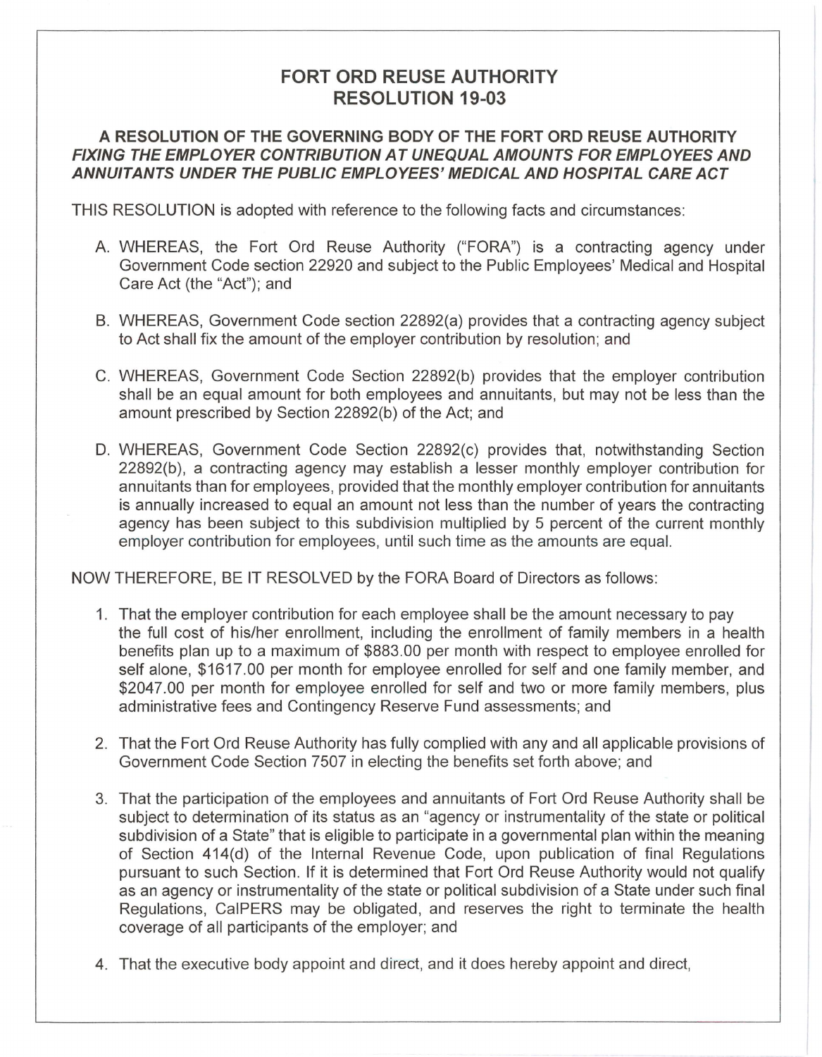# FORT ORD REUSE AUTHORITY
# RESOLUTION 19-03

**A RESOLUTION OF THE GOVERNING BODY OF THE FORT ORD REUSE AUTHORITY *FIXING THE EMPLOYER CONTRIBUTION AT UNEQUAL AMOUNTS FOR EMPLOYEES AND ANNUITANTS UNDER THE PUBLIC EMPLOYEES' MEDICAL AND HOSPITAL CARE ACT***

THIS RESOLUTION is adopted with reference to the following facts and circumstances:

A. WHEREAS, the Fort Ord Reuse Authority ("FORA") is a contracting agency under Government Code section 22920 and subject to the Public Employees' Medical and Hospital Care Act (the "Act"); and

B. WHEREAS, Government Code section 22892(a) provides that a contracting agency subject to Act shall fix the amount of the employer contribution by resolution; and

C. WHEREAS, Government Code Section 22892(b) provides that the employer contribution shall be an equal amount for both employees and annuitants, but may not be less than the amount prescribed by Section 22892(b) of the Act; and

D. WHEREAS, Government Code Section 22892(c) provides that, notwithstanding Section 22892(b), a contracting agency may establish a lesser monthly employer contribution for annuitants than for employees, provided that the monthly employer contribution for annuitants is annually increased to equal an amount not less than the number of years the contracting agency has been subject to this subdivision multiplied by 5 percent of the current monthly employer contribution for employees, until such time as the amounts are equal.

NOW THEREFORE, BE IT RESOLVED by the FORA Board of Directors as follows:

1. That the employer contribution for each employee shall be the amount necessary to pay the full cost of his/her enrollment, including the enrollment of family members in a health benefits plan up to a maximum of $883.00 per month with respect to employee enrolled for self alone, $1617.00 per month for employee enrolled for self and one family member, and $2047.00 per month for employee enrolled for self and two or more family members, plus administrative fees and Contingency Reserve Fund assessments; and

2. That the Fort Ord Reuse Authority has fully complied with any and all applicable provisions of Government Code Section 7507 in electing the benefits set forth above; and

3. That the participation of the employees and annuitants of Fort Ord Reuse Authority shall be subject to determination of its status as an "agency or instrumentality of the state or political subdivision of a State" that is eligible to participate in a governmental plan within the meaning of Section 414(d) of the Internal Revenue Code, upon publication of final Regulations pursuant to such Section. If it is determined that Fort Ord Reuse Authority would not qualify as an agency or instrumentality of the state or political subdivision of a State under such final Regulations, CalPERS may be obligated, and reserves the right to terminate the health coverage of all participants of the employer; and

4. That the executive body appoint and direct, and it does hereby appoint and direct,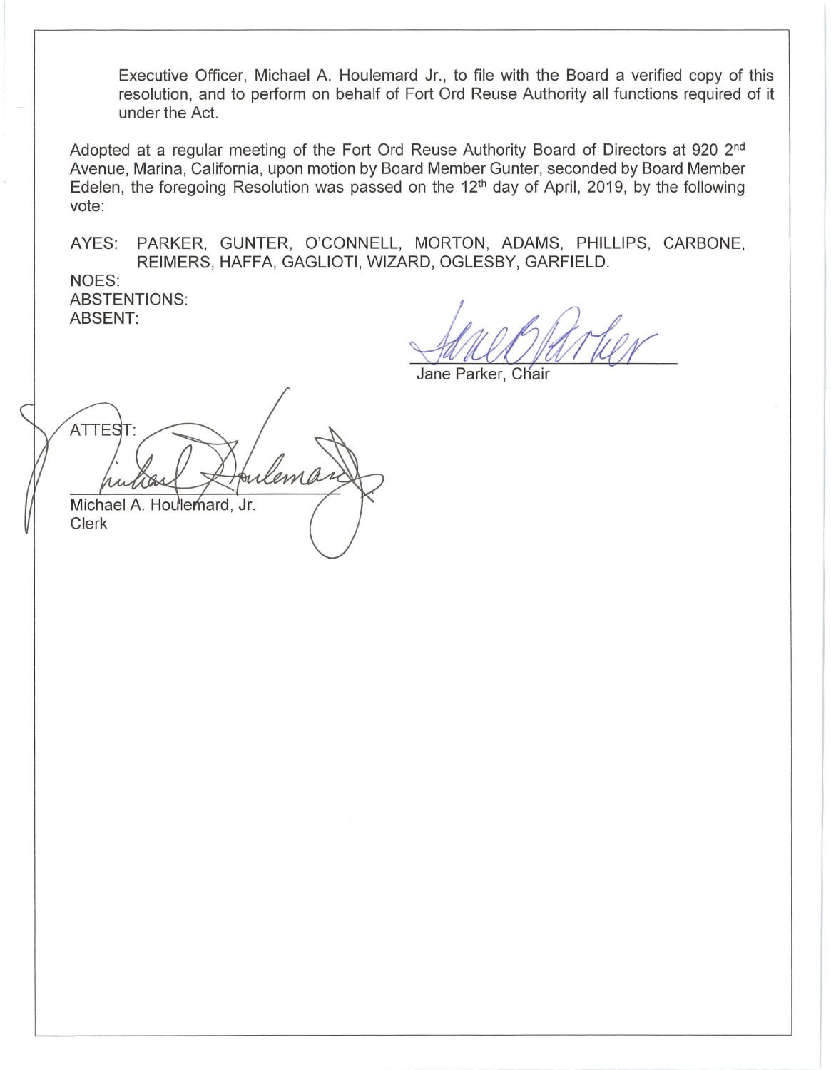Executive Officer, Michael A. Houlemard Jr., to file with the Board a verified copy of this resolution, and to perform on behalf of Fort Ord Reuse Authority all functions required of it under the Act.

Adopted at a regular meeting of the Fort Ord Reuse Authority Board of Directors at 920 2nd Avenue, Marina, California, upon motion by Board Member Gunter, seconded by Board Member Edelen, the foregoing Resolution was passed on the 12th day of April, 2019, by the following vote:

AYES: PARKER, GUNTER, O'CONNELL, MORTON, ADAMS, PHILLIPS, CARBONE, REIMERS, HAFFA, GAGLIOTI, WIZARD, OGLESBY, GARFIELD.

NOES:

ABSTENTIONS:

ABSENT:

Jane Parker, Chair

ATTEST:

Michael A. Houlemard, Jr.

Clerk